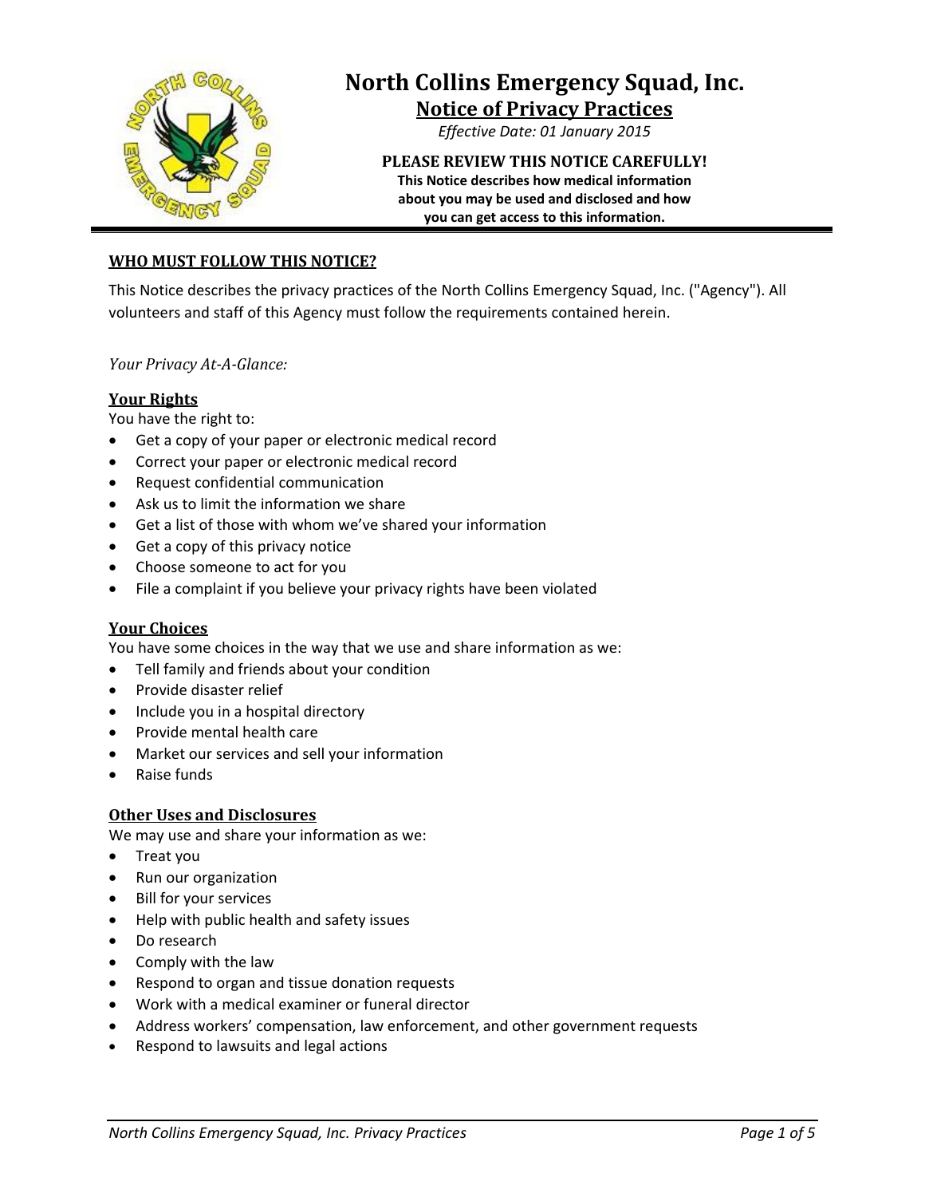# North Collins Emergency Squad, Inc.

## Notice of Privacy Practices

*Effective Date: 01 January 2015*

**PLEASE REVIEW THIS NOTICE CAREFULLY!**

**This Notice describes how medical information about you may be used and disclosed and how you can get access to this information.**

---

### WHO MUST FOLLOW THIS NOTICE?

This Notice describes the privacy practices of the North Collins Emergency Squad, Inc. ("Agency"). All volunteers and staff of this Agency must follow the requirements contained herein.

*Your Privacy At-A-Glance:*

#### Your Rights

You have the right to:

- Get a copy of your paper or electronic medical record
- Correct your paper or electronic medical record
- Request confidential communication
- Ask us to limit the information we share
- Get a list of those with whom we've shared your information
- Get a copy of this privacy notice
- Choose someone to act for you
- File a complaint if you believe your privacy rights have been violated

#### Your Choices

You have some choices in the way that we use and share information as we:

- Tell family and friends about your condition
- Provide disaster relief
- Include you in a hospital directory
- Provide mental health care
- Market our services and sell your information
- Raise funds

#### Other Uses and Disclosures

We may use and share your information as we:

- Treat you
- Run our organization
- Bill for your services
- Help with public health and safety issues
- Do research
- Comply with the law
- Respond to organ and tissue donation requests
- Work with a medical examiner or funeral director
- Address workers' compensation, law enforcement, and other government requests
- Respond to lawsuits and legal actions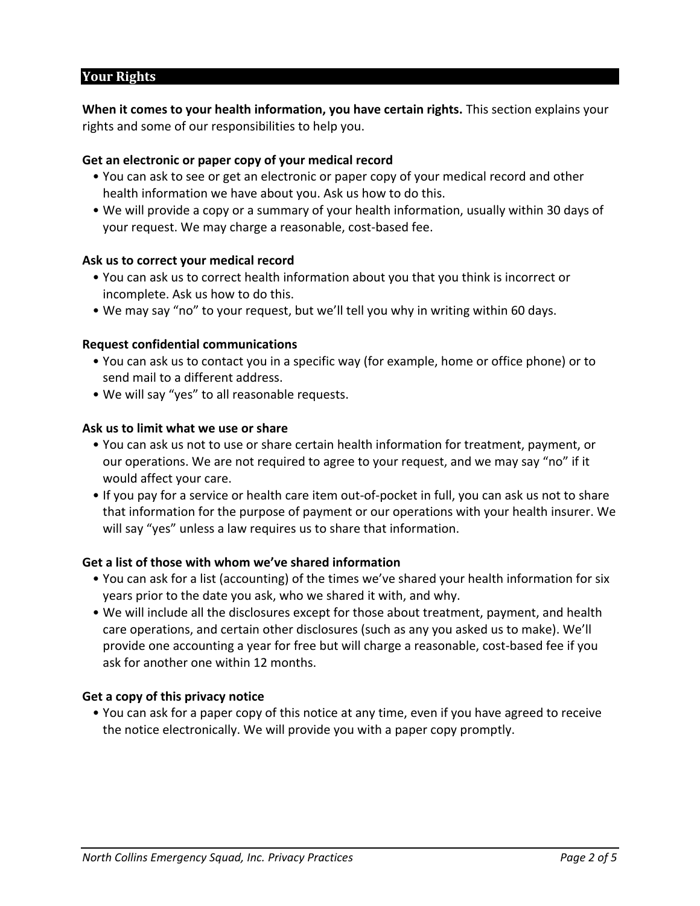## Your Rights

**When it comes to your health information, you have certain rights.** This section explains your rights and some of our responsibilities to help you.

**Get an electronic or paper copy of your medical record**

- You can ask to see or get an electronic or paper copy of your medical record and other health information we have about you. Ask us how to do this.
- We will provide a copy or a summary of your health information, usually within 30 days of your request. We may charge a reasonable, cost-based fee.

**Ask us to correct your medical record**

- You can ask us to correct health information about you that you think is incorrect or incomplete. Ask us how to do this.
- We may say "no" to your request, but we'll tell you why in writing within 60 days.

**Request confidential communications**

- You can ask us to contact you in a specific way (for example, home or office phone) or to send mail to a different address.
- We will say "yes" to all reasonable requests.

**Ask us to limit what we use or share**

- You can ask us not to use or share certain health information for treatment, payment, or our operations. We are not required to agree to your request, and we may say "no" if it would affect your care.
- If you pay for a service or health care item out-of-pocket in full, you can ask us not to share that information for the purpose of payment or our operations with your health insurer. We will say "yes" unless a law requires us to share that information.

**Get a list of those with whom we've shared information**

- You can ask for a list (accounting) of the times we've shared your health information for six years prior to the date you ask, who we shared it with, and why.
- We will include all the disclosures except for those about treatment, payment, and health care operations, and certain other disclosures (such as any you asked us to make). We'll provide one accounting a year for free but will charge a reasonable, cost-based fee if you ask for another one within 12 months.

**Get a copy of this privacy notice**

- You can ask for a paper copy of this notice at any time, even if you have agreed to receive the notice electronically. We will provide you with a paper copy promptly.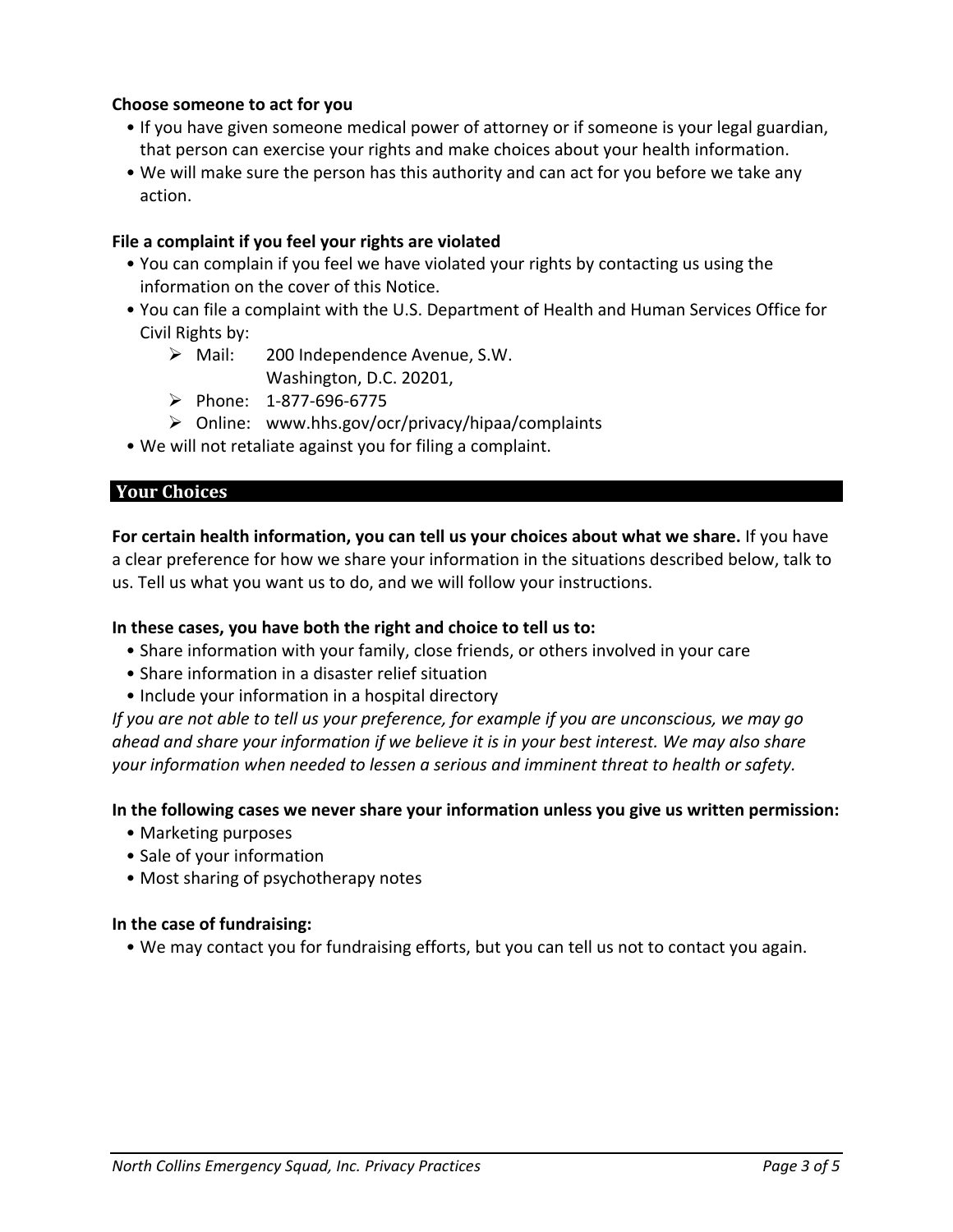**Choose someone to act for you**

- If you have given someone medical power of attorney or if someone is your legal guardian, that person can exercise your rights and make choices about your health information.
- We will make sure the person has this authority and can act for you before we take any action.

**File a complaint if you feel your rights are violated**

- You can complain if you feel we have violated your rights by contacting us using the information on the cover of this Notice.
- You can file a complaint with the U.S. Department of Health and Human Services Office for Civil Rights by:
  - Mail: 200 Independence Avenue, S.W.
    Washington, D.C. 20201,
  - Phone: 1-877-696-6775
  - Online: www.hhs.gov/ocr/privacy/hipaa/complaints
- We will not retaliate against you for filing a complaint.

## Your Choices

**For certain health information, you can tell us your choices about what we share.** If you have a clear preference for how we share your information in the situations described below, talk to us. Tell us what you want us to do, and we will follow your instructions.

**In these cases, you have both the right and choice to tell us to:**

- Share information with your family, close friends, or others involved in your care
- Share information in a disaster relief situation
- Include your information in a hospital directory

*If you are not able to tell us your preference, for example if you are unconscious, we may go ahead and share your information if we believe it is in your best interest. We may also share your information when needed to lessen a serious and imminent threat to health or safety.*

**In the following cases we never share your information unless you give us written permission:**

- Marketing purposes
- Sale of your information
- Most sharing of psychotherapy notes

**In the case of fundraising:**

- We may contact you for fundraising efforts, but you can tell us not to contact you again.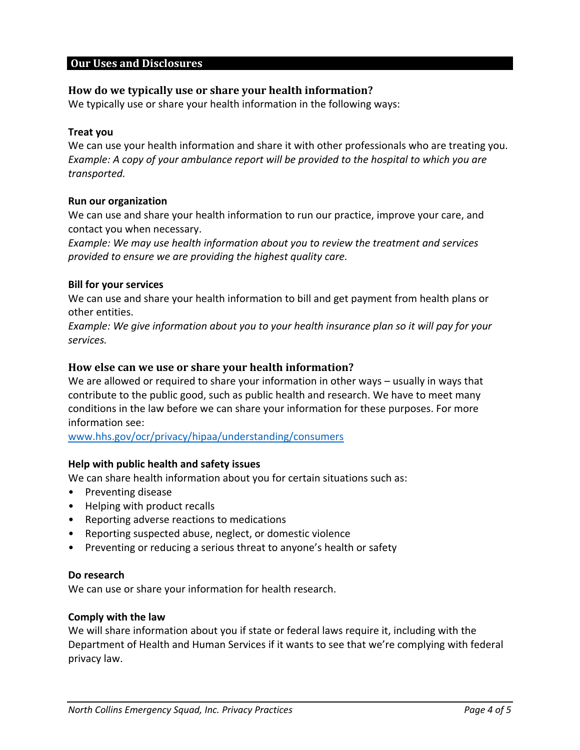## Our Uses and Disclosures

### How do we typically use or share your health information?

We typically use or share your health information in the following ways:

**Treat you**

We can use your health information and share it with other professionals who are treating you.
*Example: A copy of your ambulance report will be provided to the hospital to which you are transported.*

**Run our organization**

We can use and share your health information to run our practice, improve your care, and contact you when necessary.
*Example: We may use health information about you to review the treatment and services provided to ensure we are providing the highest quality care.*

**Bill for your services**

We can use and share your health information to bill and get payment from health plans or other entities.
*Example: We give information about you to your health insurance plan so it will pay for your services.*

### How else can we use or share your health information?

We are allowed or required to share your information in other ways – usually in ways that contribute to the public good, such as public health and research. We have to meet many conditions in the law before we can share your information for these purposes. For more information see:
[www.hhs.gov/ocr/privacy/hipaa/understanding/consumers](http://www.hhs.gov/ocr/privacy/hipaa/understanding/consumers)

**Help with public health and safety issues**

We can share health information about you for certain situations such as:

- Preventing disease
- Helping with product recalls
- Reporting adverse reactions to medications
- Reporting suspected abuse, neglect, or domestic violence
- Preventing or reducing a serious threat to anyone's health or safety

**Do research**

We can use or share your information for health research.

**Comply with the law**

We will share information about you if state or federal laws require it, including with the Department of Health and Human Services if it wants to see that we're complying with federal privacy law.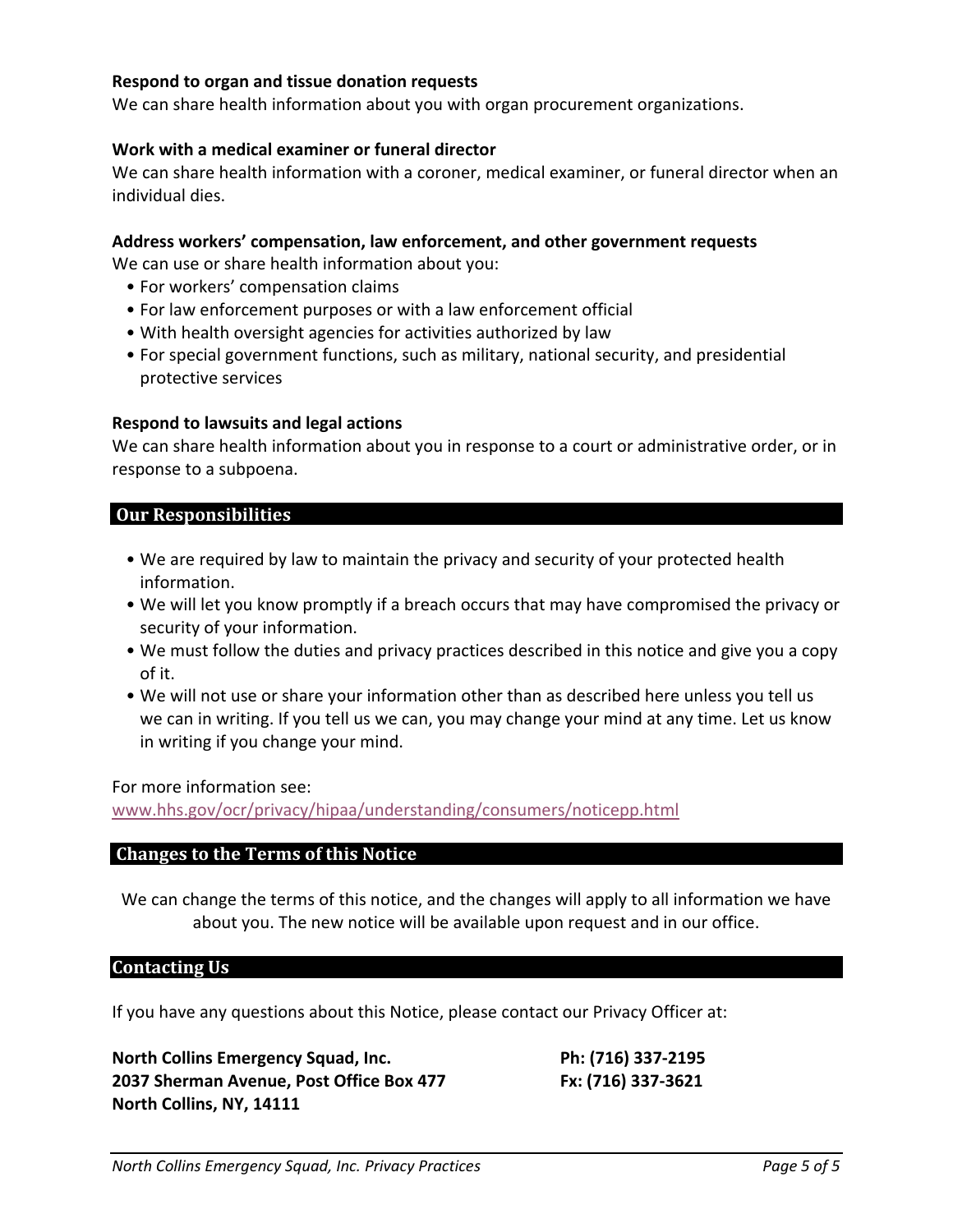**Respond to organ and tissue donation requests**

We can share health information about you with organ procurement organizations.

**Work with a medical examiner or funeral director**

We can share health information with a coroner, medical examiner, or funeral director when an individual dies.

**Address workers' compensation, law enforcement, and other government requests**

We can use or share health information about you:

- For workers' compensation claims
- For law enforcement purposes or with a law enforcement official
- With health oversight agencies for activities authorized by law
- For special government functions, such as military, national security, and presidential protective services

**Respond to lawsuits and legal actions**

We can share health information about you in response to a court or administrative order, or in response to a subpoena.

## Our Responsibilities

- We are required by law to maintain the privacy and security of your protected health information.
- We will let you know promptly if a breach occurs that may have compromised the privacy or security of your information.
- We must follow the duties and privacy practices described in this notice and give you a copy of it.
- We will not use or share your information other than as described here unless you tell us we can in writing. If you tell us we can, you may change your mind at any time. Let us know in writing if you change your mind.

For more information see:
www.hhs.gov/ocr/privacy/hipaa/understanding/consumers/noticepp.html

## Changes to the Terms of this Notice

We can change the terms of this notice, and the changes will apply to all information we have about you. The new notice will be available upon request and in our office.

## Contacting Us

If you have any questions about this Notice, please contact our Privacy Officer at:

**North Collins Emergency Squad, Inc.**
**2037 Sherman Avenue, Post Office Box 477**
**North Collins, NY, 14111**

**Ph: (716) 337-2195**
**Fx: (716) 337-3621**